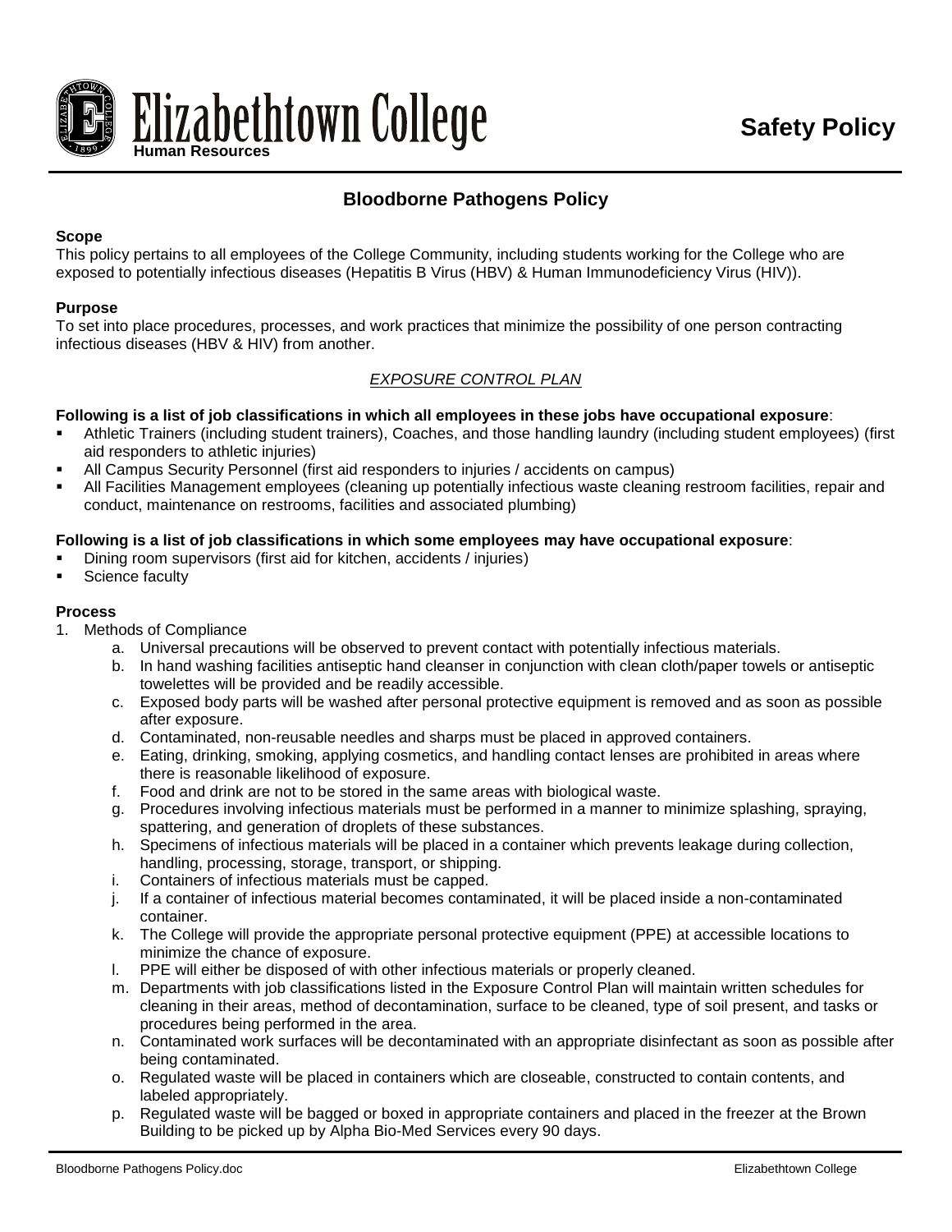Elizabethtown College
Human Resources

**Safety Policy**

# Bloodborne Pathogens Policy

**Scope**
This policy pertains to all employees of the College Community, including students working for the College who are exposed to potentially infectious diseases (Hepatitis B Virus (HBV) & Human Immunodeficiency Virus (HIV)).

**Purpose**
To set into place procedures, processes, and work practices that minimize the possibility of one person contracting infectious diseases (HBV & HIV) from another.

## *EXPOSURE CONTROL PLAN*

**Following is a list of job classifications in which all employees in these jobs have occupational exposure**:

- Athletic Trainers (including student trainers), Coaches, and those handling laundry (including student employees) (first aid responders to athletic injuries)
- All Campus Security Personnel (first aid responders to injuries / accidents on campus)
- All Facilities Management employees (cleaning up potentially infectious waste cleaning restroom facilities, repair and conduct, maintenance on restrooms, facilities and associated plumbing)

**Following is a list of job classifications in which some employees may have occupational exposure**:

- Dining room supervisors (first aid for kitchen, accidents / injuries)
- Science faculty

**Process**

1. Methods of Compliance
   a. Universal precautions will be observed to prevent contact with potentially infectious materials.
   b. In hand washing facilities antiseptic hand cleanser in conjunction with clean cloth/paper towels or antiseptic towelettes will be provided and be readily accessible.
   c. Exposed body parts will be washed after personal protective equipment is removed and as soon as possible after exposure.
   d. Contaminated, non-reusable needles and sharps must be placed in approved containers.
   e. Eating, drinking, smoking, applying cosmetics, and handling contact lenses are prohibited in areas where there is reasonable likelihood of exposure.
   f. Food and drink are not to be stored in the same areas with biological waste.
   g. Procedures involving infectious materials must be performed in a manner to minimize splashing, spraying, spattering, and generation of droplets of these substances.
   h. Specimens of infectious materials will be placed in a container which prevents leakage during collection, handling, processing, storage, transport, or shipping.
   i. Containers of infectious materials must be capped.
   j. If a container of infectious material becomes contaminated, it will be placed inside a non-contaminated container.
   k. The College will provide the appropriate personal protective equipment (PPE) at accessible locations to minimize the chance of exposure.
   l. PPE will either be disposed of with other infectious materials or properly cleaned.
   m. Departments with job classifications listed in the Exposure Control Plan will maintain written schedules for cleaning in their areas, method of decontamination, surface to be cleaned, type of soil present, and tasks or procedures being performed in the area.
   n. Contaminated work surfaces will be decontaminated with an appropriate disinfectant as soon as possible after being contaminated.
   o. Regulated waste will be placed in containers which are closeable, constructed to contain contents, and labeled appropriately.
   p. Regulated waste will be bagged or boxed in appropriate containers and placed in the freezer at the Brown Building to be picked up by Alpha Bio-Med Services every 90 days.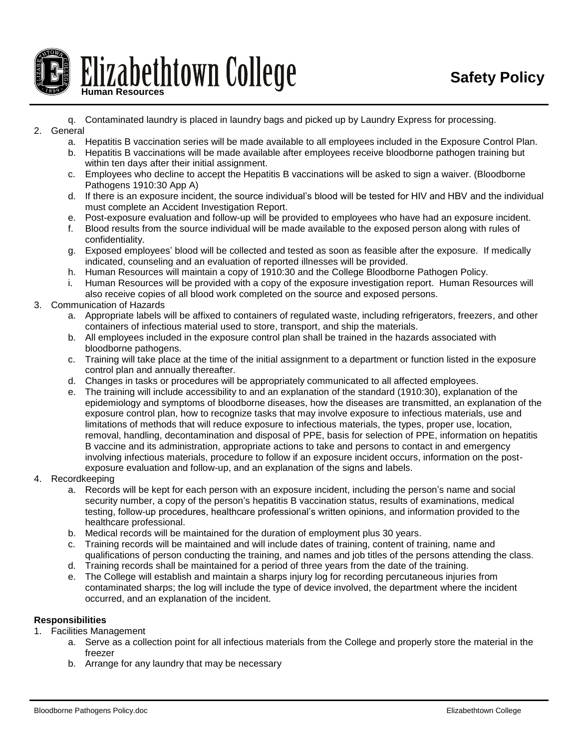q. Contaminated laundry is placed in laundry bags and picked up by Laundry Express for processing.

2. General
   a. Hepatitis B vaccination series will be made available to all employees included in the Exposure Control Plan.
   b. Hepatitis B vaccinations will be made available after employees receive bloodborne pathogen training but within ten days after their initial assignment.
   c. Employees who decline to accept the Hepatitis B vaccinations will be asked to sign a waiver. (Bloodborne Pathogens 1910:30 App A)
   d. If there is an exposure incident, the source individual's blood will be tested for HIV and HBV and the individual must complete an Accident Investigation Report.
   e. Post-exposure evaluation and follow-up will be provided to employees who have had an exposure incident.
   f. Blood results from the source individual will be made available to the exposed person along with rules of confidentiality.
   g. Exposed employees' blood will be collected and tested as soon as feasible after the exposure. If medically indicated, counseling and an evaluation of reported illnesses will be provided.
   h. Human Resources will maintain a copy of 1910:30 and the College Bloodborne Pathogen Policy.
   i. Human Resources will be provided with a copy of the exposure investigation report. Human Resources will also receive copies of all blood work completed on the source and exposed persons.

3. Communication of Hazards
   a. Appropriate labels will be affixed to containers of regulated waste, including refrigerators, freezers, and other containers of infectious material used to store, transport, and ship the materials.
   b. All employees included in the exposure control plan shall be trained in the hazards associated with bloodborne pathogens.
   c. Training will take place at the time of the initial assignment to a department or function listed in the exposure control plan and annually thereafter.
   d. Changes in tasks or procedures will be appropriately communicated to all affected employees.
   e. The training will include accessibility to and an explanation of the standard (1910:30), explanation of the epidemiology and symptoms of bloodborne diseases, how the diseases are transmitted, an explanation of the exposure control plan, how to recognize tasks that may involve exposure to infectious materials, use and limitations of methods that will reduce exposure to infectious materials, the types, proper use, location, removal, handling, decontamination and disposal of PPE, basis for selection of PPE, information on hepatitis B vaccine and its administration, appropriate actions to take and persons to contact in and emergency involving infectious materials, procedure to follow if an exposure incident occurs, information on the post-exposure evaluation and follow-up, and an explanation of the signs and labels.

4. Recordkeeping
   a. Records will be kept for each person with an exposure incident, including the person's name and social security number, a copy of the person's hepatitis B vaccination status, results of examinations, medical testing, follow-up procedures, healthcare professional's written opinions, and information provided to the healthcare professional.
   b. Medical records will be maintained for the duration of employment plus 30 years.
   c. Training records will be maintained and will include dates of training, content of training, name and qualifications of person conducting the training, and names and job titles of the persons attending the class.
   d. Training records shall be maintained for a period of three years from the date of the training.
   e. The College will establish and maintain a sharps injury log for recording percutaneous injuries from contaminated sharps; the log will include the type of device involved, the department where the incident occurred, and an explanation of the incident.

**Responsibilities**

1. Facilities Management
   a. Serve as a collection point for all infectious materials from the College and properly store the material in the freezer
   b. Arrange for any laundry that may be necessary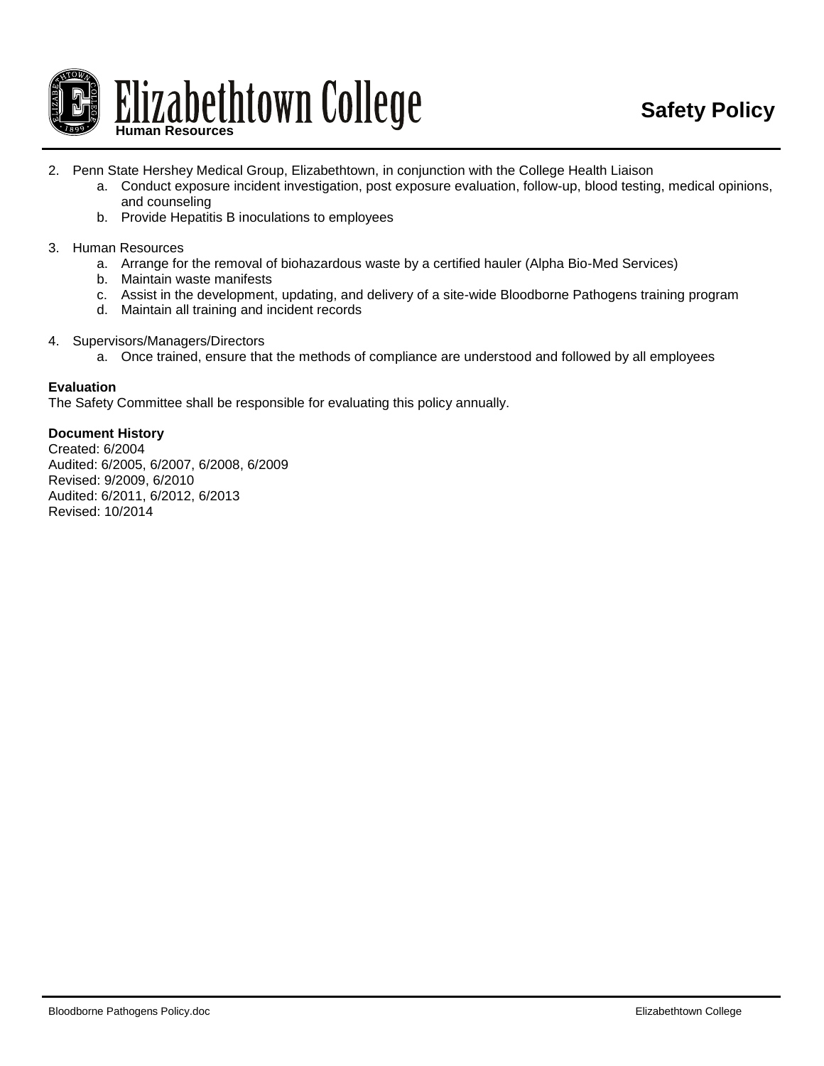2. Penn State Hershey Medical Group, Elizabethtown, in conjunction with the College Health Liaison
    a. Conduct exposure incident investigation, post exposure evaluation, follow-up, blood testing, medical opinions, and counseling
    b. Provide Hepatitis B inoculations to employees

3. Human Resources
    a. Arrange for the removal of biohazardous waste by a certified hauler (Alpha Bio-Med Services)
    b. Maintain waste manifests
    c. Assist in the development, updating, and delivery of a site-wide Bloodborne Pathogens training program
    d. Maintain all training and incident records

4. Supervisors/Managers/Directors
    a. Once trained, ensure that the methods of compliance are understood and followed by all employees

**Evaluation**
The Safety Committee shall be responsible for evaluating this policy annually.

**Document History**
Created: 6/2004
Audited: 6/2005, 6/2007, 6/2008, 6/2009
Revised: 9/2009, 6/2010
Audited: 6/2011, 6/2012, 6/2013
Revised: 10/2014